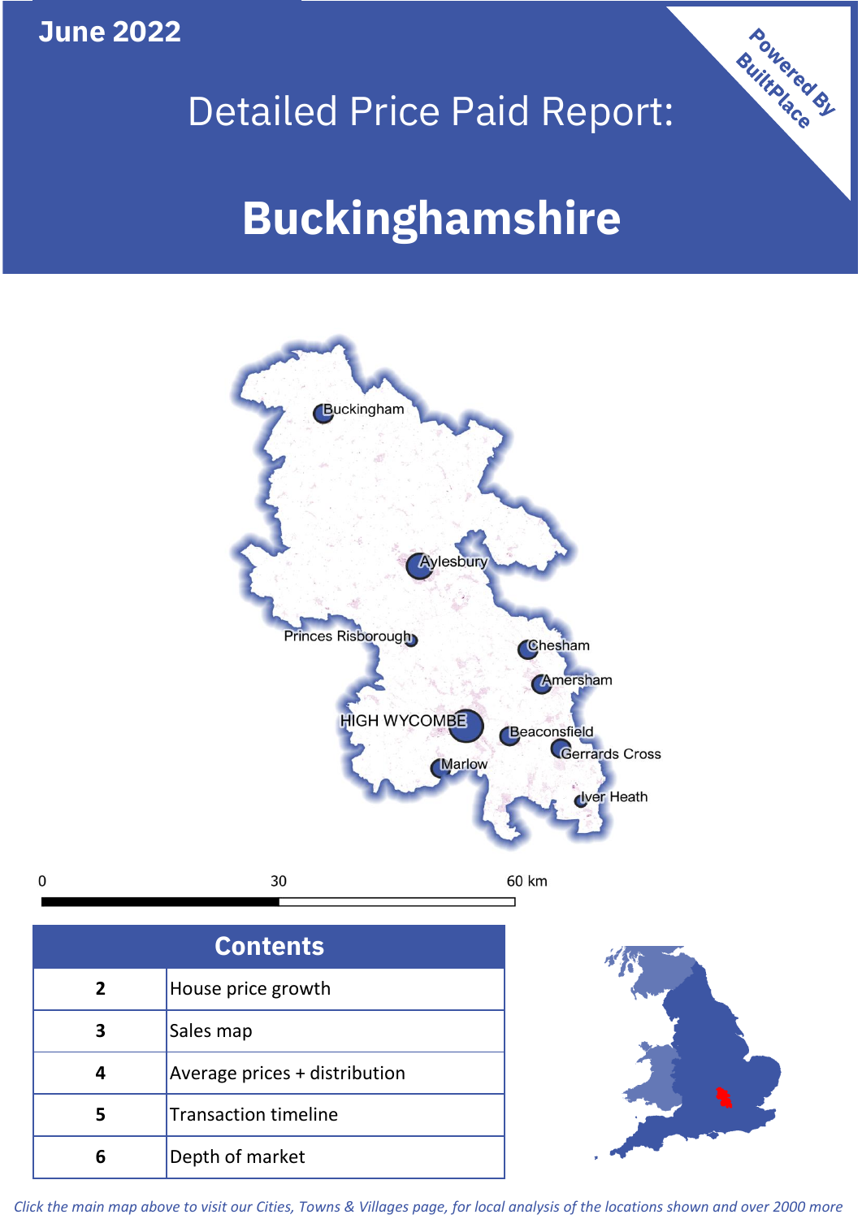June 2022

# Detailed Price Paid Report:

# Buckinghamshire

Powered By BuiltPlace

Buckingham

Aylesbury

Princes Risborough

Chesham

Amersham

HIGH WYCOMBE

Beaconsfield

Gerrards Cross

Marlow

Iver Heath

0 30 60 km

| Contents | |
|---|---|
| 2 | House price growth |
| 3 | Sales map |
| 4 | Average prices + distribution |
| 5 | Transaction timeline |
| 6 | Depth of market |

*Click the main map above to visit our Cities, Towns & Villages page, for local analysis of the locations shown and over 2000 more*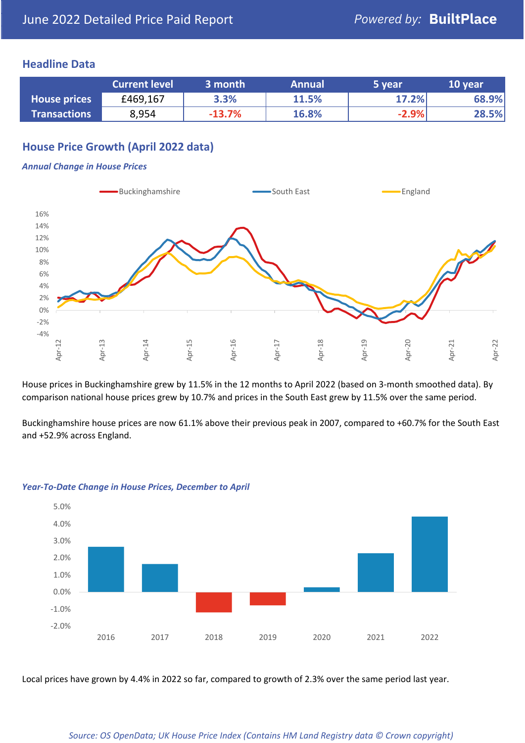June 2022 Detailed Price Paid Report

Powered by: **BuiltPlace**

## Headline Data

| | Current level | 3 month | Annual | 5 year | 10 year |
|---|---|---|---|---|---|
| **House prices** | £469,167 | 3.3% | 11.5% | 17.2% | 68.9% |
| **Transactions** | 8,954 | -13.7% | 16.8% | -2.9% | 28.5% |

## House Price Growth (April 2022 data)

### *Annual Change in House Prices*

House prices in Buckinghamshire grew by 11.5% in the 12 months to April 2022 (based on 3-month smoothed data). By comparison national house prices grew by 10.7% and prices in the South East grew by 11.5% over the same period.

Buckinghamshire house prices are now 61.1% above their previous peak in 2007, compared to +60.7% for the South East and +52.9% across England.

### *Year-To-Date Change in House Prices, December to April*

Local prices have grown by 4.4% in 2022 so far, compared to growth of 2.3% over the same period last year.

*Source: OS OpenData; UK House Price Index (Contains HM Land Registry data © Crown copyright)*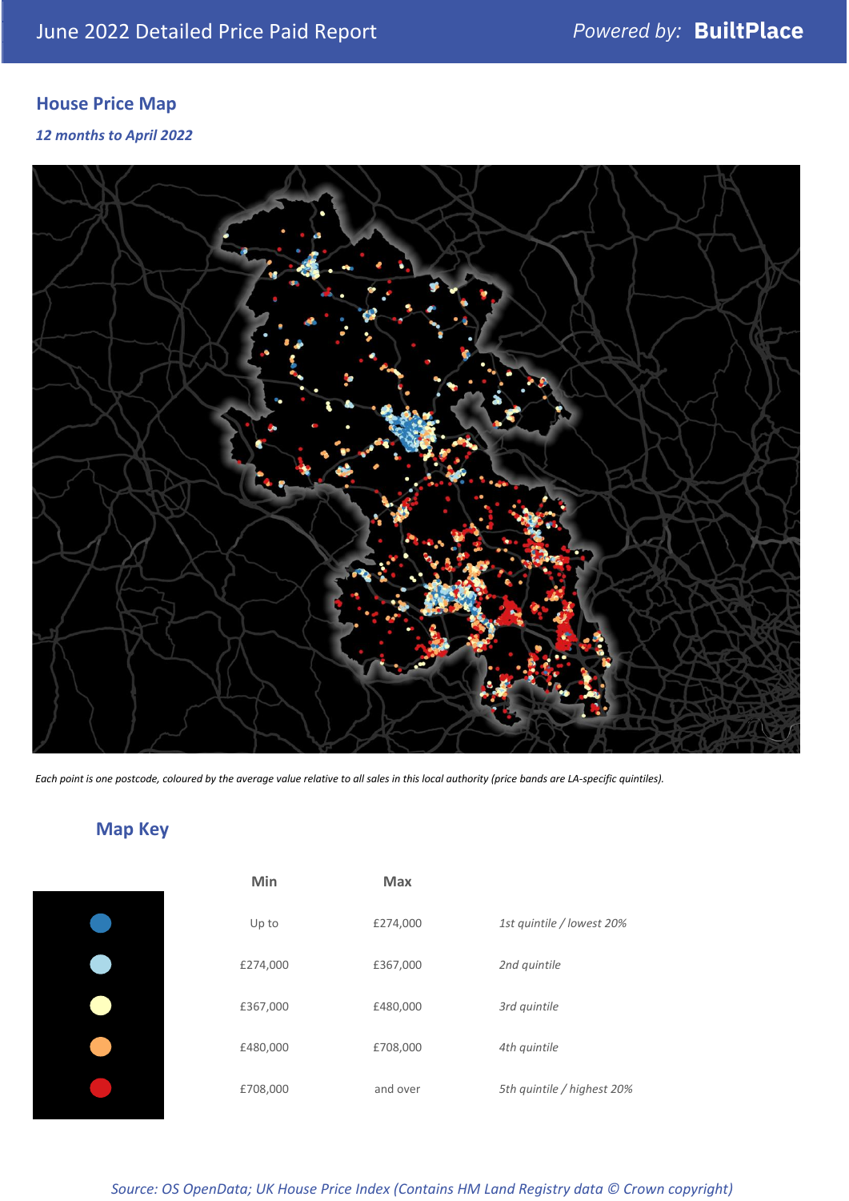## House Price Map

*12 months to April 2022*

*Each point is one postcode, coloured by the average value relative to all sales in this local authority (price bands are LA-specific quintiles).*

## Map Key

| | Min | Max | |
|---|---|---|---|
| | Up to | £274,000 | *1st quintile / lowest 20%* |
| | £274,000 | £367,000 | *2nd quintile* |
| | £367,000 | £480,000 | *3rd quintile* |
| | £480,000 | £708,000 | *4th quintile* |
| | £708,000 | and over | *5th quintile / highest 20%* |

*Source: OS OpenData; UK House Price Index (Contains HM Land Registry data © Crown copyright)*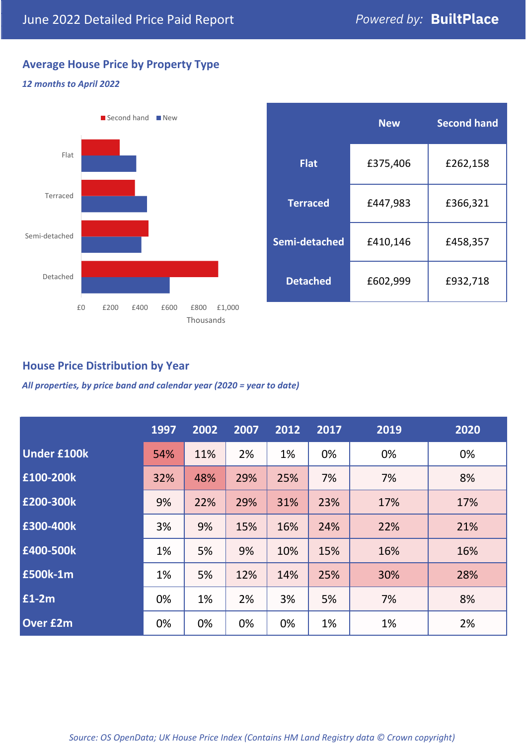June 2022 Detailed Price Paid Report

*Powered by:* **BuiltPlace**

## Average House Price by Property Type

***12 months to April 2022***

Second hand ■ New ■

Flat

Terraced

Semi-detached

Detached

£0 £200 £400 £600 £800 £1,000

Thousands

| | New | Second hand |
|---|---|---|
| **Flat** | £375,406 | £262,158 |
| **Terraced** | £447,983 | £366,321 |
| **Semi-detached** | £410,146 | £458,357 |
| **Detached** | £602,999 | £932,718 |

## House Price Distribution by Year

***All properties, by price band and calendar year (2020 = year to date)***

| | 1997 | 2002 | 2007 | 2012 | 2017 | 2019 | 2020 |
|---|---|---|---|---|---|---|---|
| **Under £100k** | 54% | 11% | 2% | 1% | 0% | 0% | 0% |
| **£100-200k** | 32% | 48% | 29% | 25% | 7% | 7% | 8% |
| **£200-300k** | 9% | 22% | 29% | 31% | 23% | 17% | 17% |
| **£300-400k** | 3% | 9% | 15% | 16% | 24% | 22% | 21% |
| **£400-500k** | 1% | 5% | 9% | 10% | 15% | 16% | 16% |
| **£500k-1m** | 1% | 5% | 12% | 14% | 25% | 30% | 28% |
| **£1-2m** | 0% | 1% | 2% | 3% | 5% | 7% | 8% |
| **Over £2m** | 0% | 0% | 0% | 0% | 1% | 1% | 2% |

*Source: OS OpenData; UK House Price Index (Contains HM Land Registry data © Crown copyright)*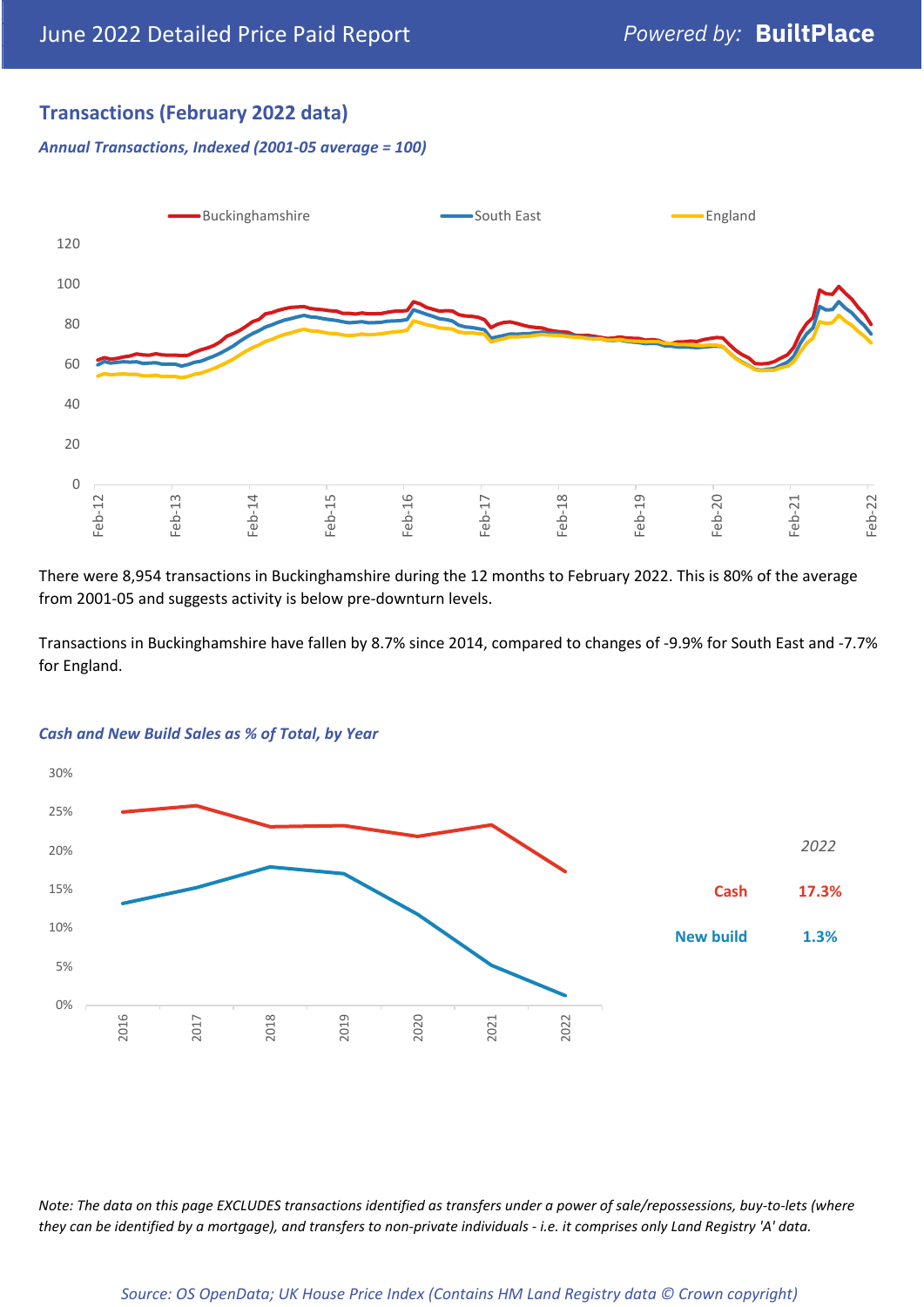## Transactions (February 2022 data)

*Annual Transactions, Indexed (2001-05 average = 100)*

There were 8,954 transactions in Buckinghamshire during the 12 months to February 2022. This is 80% of the average from 2001-05 and suggests activity is below pre-downturn levels.

Transactions in Buckinghamshire have fallen by 8.7% since 2014, compared to changes of -9.9% for South East and -7.7% for England.

*Cash and New Build Sales as % of Total, by Year*

| *2022* | |
|---|---|
| Cash | 17.3% |
| New build | 1.3% |

*Note: The data on this page EXCLUDES transactions identified as transfers under a power of sale/repossessions, buy-to-lets (where they can be identified by a mortgage), and transfers to non-private individuals - i.e. it comprises only Land Registry 'A' data.*

*Source: OS OpenData; UK House Price Index (Contains HM Land Registry data © Crown copyright)*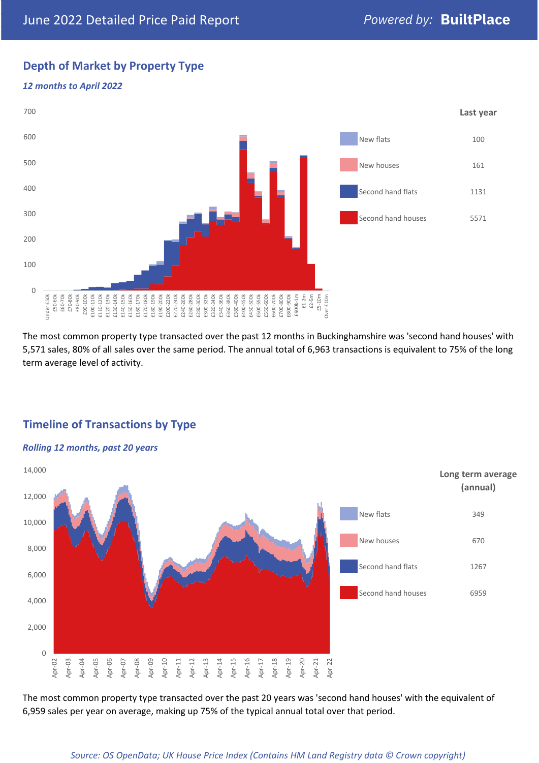June 2022 Detailed Price Paid Report

Powered by: **BuiltPlace**

## Depth of Market by Property Type

*12 months to April 2022*

700
600
500
400
300
200
100
0

Under £50k, £50-60k, £60-70k, £70-80k, £80-90k, £90-100k, £100-110k, £110-120k, £120-130k, £130-140k, £140-150k, £150-160k, £160-170k, £170-180k, £180-190k, £190-200k, £200-220k, £220-240k, £240-260k, £260-280k, £280-300k, £300-320k, £320-340k, £340-360k, £360-380k, £380-400k, £400-450k, £450-500k, £500-550k, £550-600k, £600-700k, £700-800k, £800-900k, £900k-1m, £1-2m, £2-5m, £5-10m, Over £10m

Last year

New flats 100
New houses 161
Second hand flats 1131
Second hand houses 5571

The most common property type transacted over the past 12 months in Buckinghamshire was 'second hand houses' with 5,571 sales, 80% of all sales over the same period. The annual total of 6,963 transactions is equivalent to 75% of the long term average level of activity.

## Timeline of Transactions by Type

*Rolling 12 months, past 20 years*

14,000
12,000
10,000
8,000
6,000
4,000
2,000
0

Apr-02, Apr-03, Apr-04, Apr-05, Apr-06, Apr-07, Apr-08, Apr-09, Apr-10, Apr-11, Apr-12, Apr-13, Apr-14, Apr-15, Apr-16, Apr-17, Apr-18, Apr-19, Apr-20, Apr-21, Apr-22

Long term average (annual)

New flats 349
New houses 670
Second hand flats 1267
Second hand houses 6959

The most common property type transacted over the past 20 years was 'second hand houses' with the equivalent of 6,959 sales per year on average, making up 75% of the typical annual total over that period.

*Source: OS OpenData; UK House Price Index (Contains HM Land Registry data © Crown copyright)*